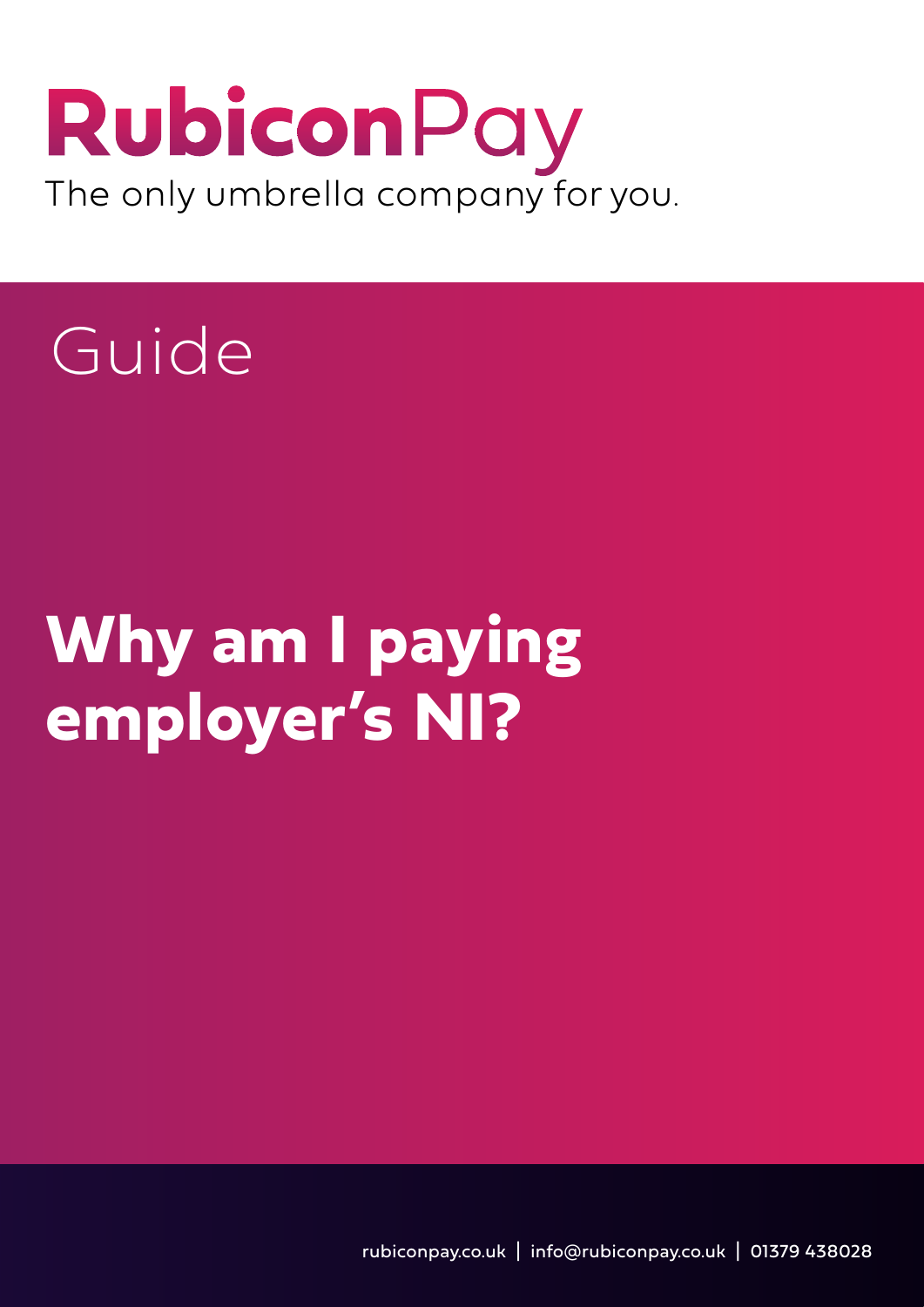# RubiconPay

The only umbrella company for you.

Guide

# Why am I paying employer's NI?

rubiconpay.co.uk | info@rubiconpay.co.uk | 01379 438028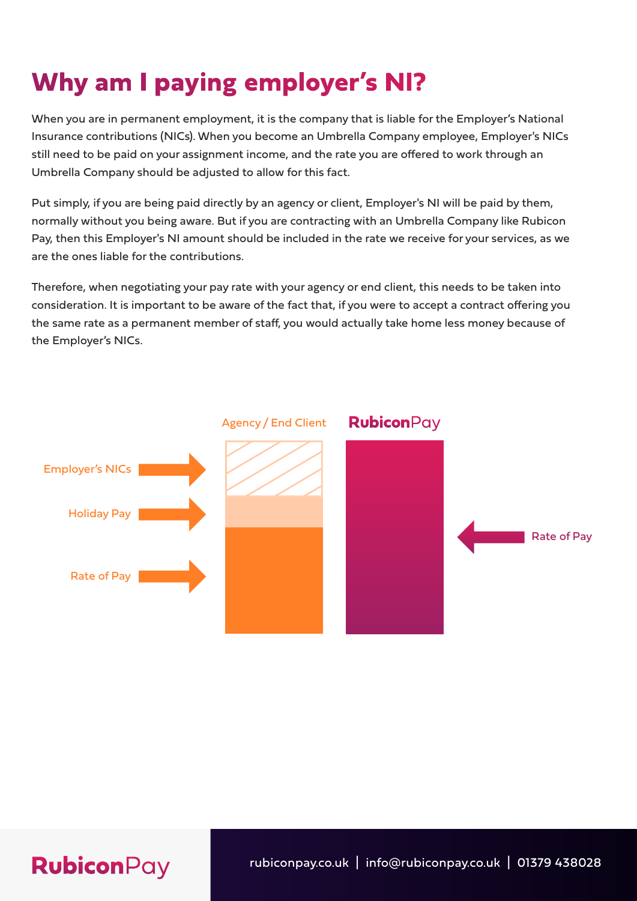# Why am I paying employer's NI?

When you are in permanent employment, it is the company that is liable for the Employer's National Insurance contributions (NICs). When you become an Umbrella Company employee, Employer's NICs still need to be paid on your assignment income, and the rate you are offered to work through an Umbrella Company should be adjusted to allow for this fact.

Put simply, if you are being paid directly by an agency or client, Employer's NI will be paid by them, normally without you being aware. But if you are contracting with an Umbrella Company like Rubicon Pay, then this Employer's NI amount should be included in the rate we receive for your services, as we are the ones liable for the contributions.

Therefore, when negotiating your pay rate with your agency or end client, this needs to be taken into consideration. It is important to be aware of the fact that, if you were to accept a contract offering you the same rate as a permanent member of staff, you would actually take home less money because of the Employer's NICs.

Agency / End Client

RubiconPay

Employer's NICs

Holiday Pay

Rate of Pay

Rate of Pay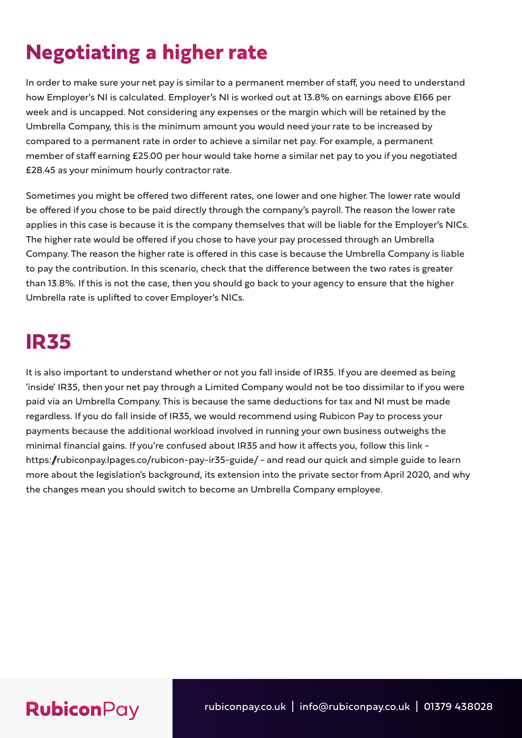## Negotiating a higher rate

In order to make sure your net pay is similar to a permanent member of staff, you need to understand how Employer's NI is calculated. Employer's NI is worked out at 13.8% on earnings above £166 per week and is uncapped. Not considering any expenses or the margin which will be retained by the Umbrella Company, this is the minimum amount you would need your rate to be increased by compared to a permanent rate in order to achieve a similar net pay. For example, a permanent member of staff earning £25.00 per hour would take home a similar net pay to you if you negotiated £28.45 as your minimum hourly contractor rate.

Sometimes you might be offered two different rates, one lower and one higher. The lower rate would be offered if you chose to be paid directly through the company's payroll. The reason the lower rate applies in this case is because it is the company themselves that will be liable for the Employer's NICs. The higher rate would be offered if you chose to have your pay processed through an Umbrella Company. The reason the higher rate is offered in this case is because the Umbrella Company is liable to pay the contribution. In this scenario, check that the difference between the two rates is greater than 13.8%. If this is not the case, then you should go back to your agency to ensure that the higher Umbrella rate is uplifted to cover Employer's NICs.

## IR35

It is also important to understand whether or not you fall inside of IR35. If you are deemed as being 'inside' IR35, then your net pay through a Limited Company would not be too dissimilar to if you were paid via an Umbrella Company. This is because the same deductions for tax and NI must be made regardless. If you do fall inside of IR35, we would recommend using Rubicon Pay to process your payments because the additional workload involved in running your own business outweighs the minimal financial gains. If you're confused about IR35 and how it affects you, follow this link - https://rubiconpay.lpages.co/rubicon-pay-ir35-guide/ - and read our quick and simple guide to learn more about the legislation's background, its extension into the private sector from April 2020, and why the changes mean you should switch to become an Umbrella Company employee.

**Rubicon**Pay

rubiconpay.co.uk | info@rubiconpay.co.uk | 01379 438028